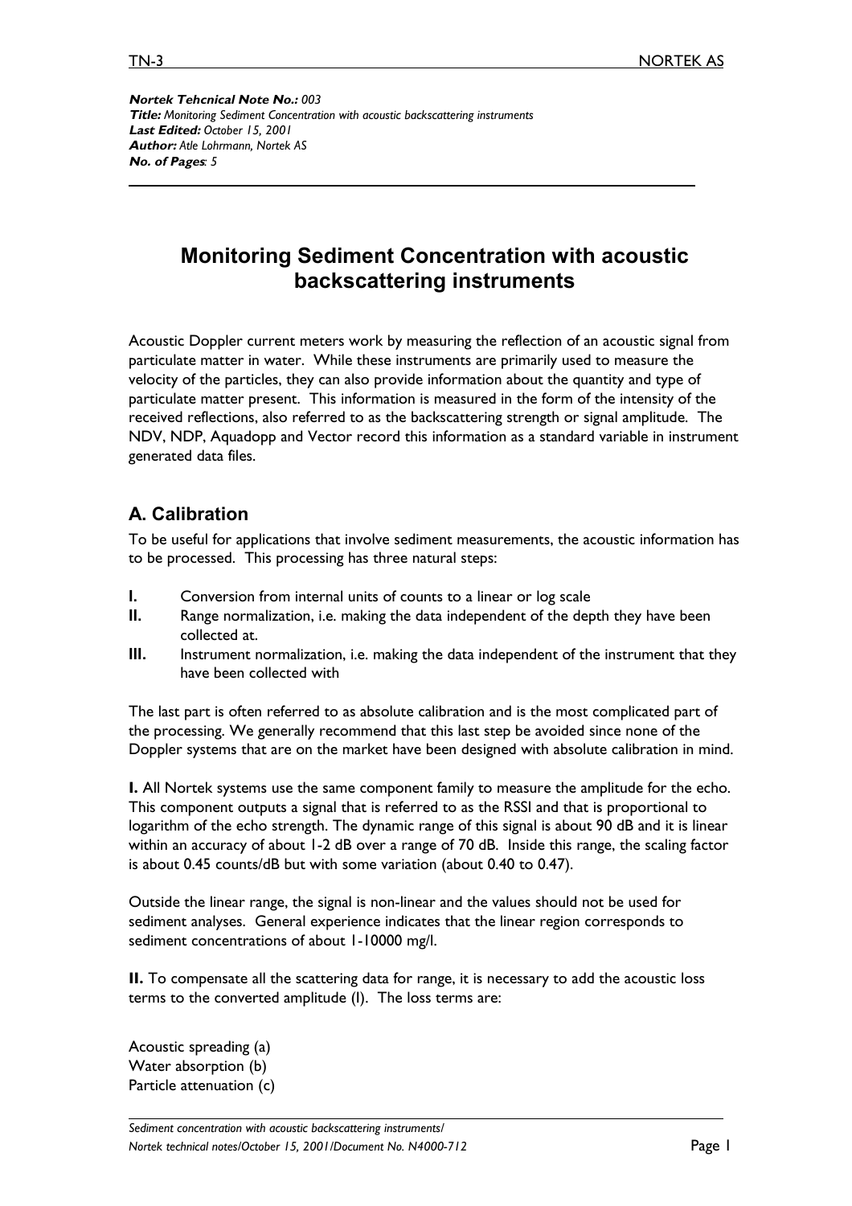***Nortek Tehcnical Note No.:*** *003*
***Title:*** *Monitoring Sediment Concentration with acoustic backscattering instruments*
***Last Edited:*** *October 15, 2001*
***Author:*** *Atle Lohrmann, Nortek AS*
***No. of Pages****: 5*

# Monitoring Sediment Concentration with acoustic backscattering instruments

Acoustic Doppler current meters work by measuring the reflection of an acoustic signal from particulate matter in water. While these instruments are primarily used to measure the velocity of the particles, they can also provide information about the quantity and type of particulate matter present. This information is measured in the form of the intensity of the received reflections, also referred to as the backscattering strength or signal amplitude. The NDV, NDP, Aquadopp and Vector record this information as a standard variable in instrument generated data files.

## A. Calibration

To be useful for applications that involve sediment measurements, the acoustic information has to be processed. This processing has three natural steps:

**I.** Conversion from internal units of counts to a linear or log scale
**II.** Range normalization, i.e. making the data independent of the depth they have been collected at.
**III.** Instrument normalization, i.e. making the data independent of the instrument that they have been collected with

The last part is often referred to as absolute calibration and is the most complicated part of the processing. We generally recommend that this last step be avoided since none of the Doppler systems that are on the market have been designed with absolute calibration in mind.

**I.** All Nortek systems use the same component family to measure the amplitude for the echo. This component outputs a signal that is referred to as the RSSI and that is proportional to logarithm of the echo strength. The dynamic range of this signal is about 90 dB and it is linear within an accuracy of about 1-2 dB over a range of 70 dB. Inside this range, the scaling factor is about 0.45 counts/dB but with some variation (about 0.40 to 0.47).

Outside the linear range, the signal is non-linear and the values should not be used for sediment analyses. General experience indicates that the linear region corresponds to sediment concentrations of about 1-10000 mg/l.

**II.** To compensate all the scattering data for range, it is necessary to add the acoustic loss terms to the converted amplitude (I). The loss terms are:

Acoustic spreading (a)
Water absorption (b)
Particle attenuation (c)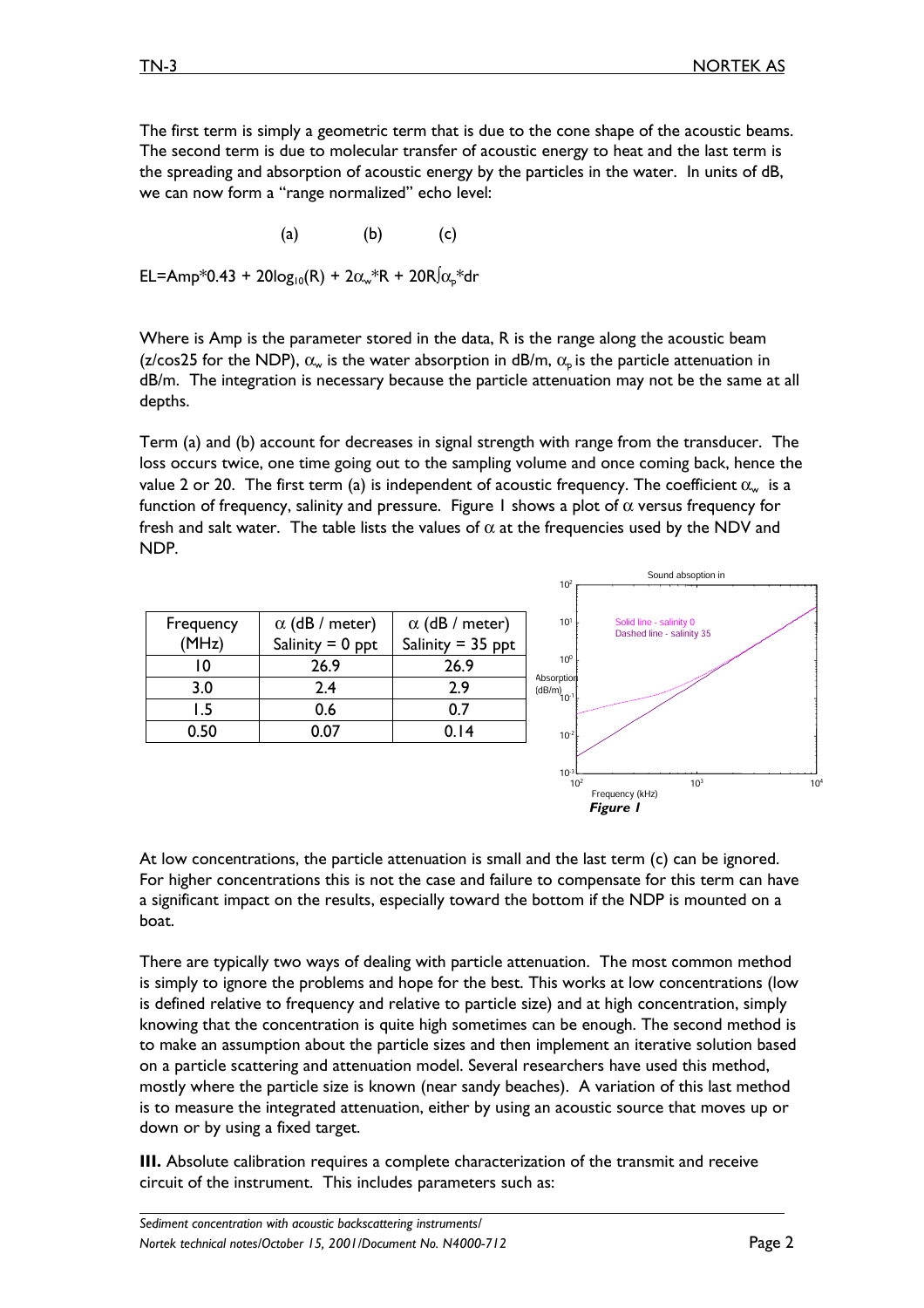The first term is simply a geometric term that is due to the cone shape of the acoustic beams. The second term is due to molecular transfer of acoustic energy to heat and the last term is the spreading and absorption of acoustic energy by the particles in the water. In units of dB, we can now form a "range normalized" echo level:

$$EL = Amp*0.43 + \underbrace{20\log_{10}(R)}_{(a)} + \underbrace{2\alpha_w*R}_{(b)} + \underbrace{20R\int\alpha_p*dr}_{(c)}$$

Where is Amp is the parameter stored in the data, R is the range along the acoustic beam (z/cos25 for the NDP), $\alpha_w$ is the water absorption in dB/m, $\alpha_p$ is the particle attenuation in dB/m. The integration is necessary because the particle attenuation may not be the same at all depths.

Term (a) and (b) account for decreases in signal strength with range from the transducer. The loss occurs twice, one time going out to the sampling volume and once coming back, hence the value 2 or 20. The first term (a) is independent of acoustic frequency. The coefficient $\alpha_w$ is a function of frequency, salinity and pressure. Figure 1 shows a plot of $\alpha$ versus frequency for fresh and salt water. The table lists the values of $\alpha$ at the frequencies used by the NDV and NDP.

| Frequency (MHz) | $\alpha$ (dB / meter) Salinity = 0 ppt | $\alpha$ (dB / meter) Salinity = 35 ppt |
|---|---|---|
| 10 | 26.9 | 26.9 |
| 3.0 | 2.4 | 2.9 |
| 1.5 | 0.6 | 0.7 |
| 0.50 | 0.07 | 0.14 |

Sound absoption in

Solid line - salinity 0
Dashed line - salinity 35

Absorption (dB/m)

Frequency (kHz)

***Figure 1***

At low concentrations, the particle attenuation is small and the last term (c) can be ignored. For higher concentrations this is not the case and failure to compensate for this term can have a significant impact on the results, especially toward the bottom if the NDP is mounted on a boat.

There are typically two ways of dealing with particle attenuation. The most common method is simply to ignore the problems and hope for the best. This works at low concentrations (low is defined relative to frequency and relative to particle size) and at high concentration, simply knowing that the concentration is quite high sometimes can be enough. The second method is to make an assumption about the particle sizes and then implement an iterative solution based on a particle scattering and attenuation model. Several researchers have used this method, mostly where the particle size is known (near sandy beaches). A variation of this last method is to measure the integrated attenuation, either by using an acoustic source that moves up or down or by using a fixed target.

**III.** Absolute calibration requires a complete characterization of the transmit and receive circuit of the instrument. This includes parameters such as: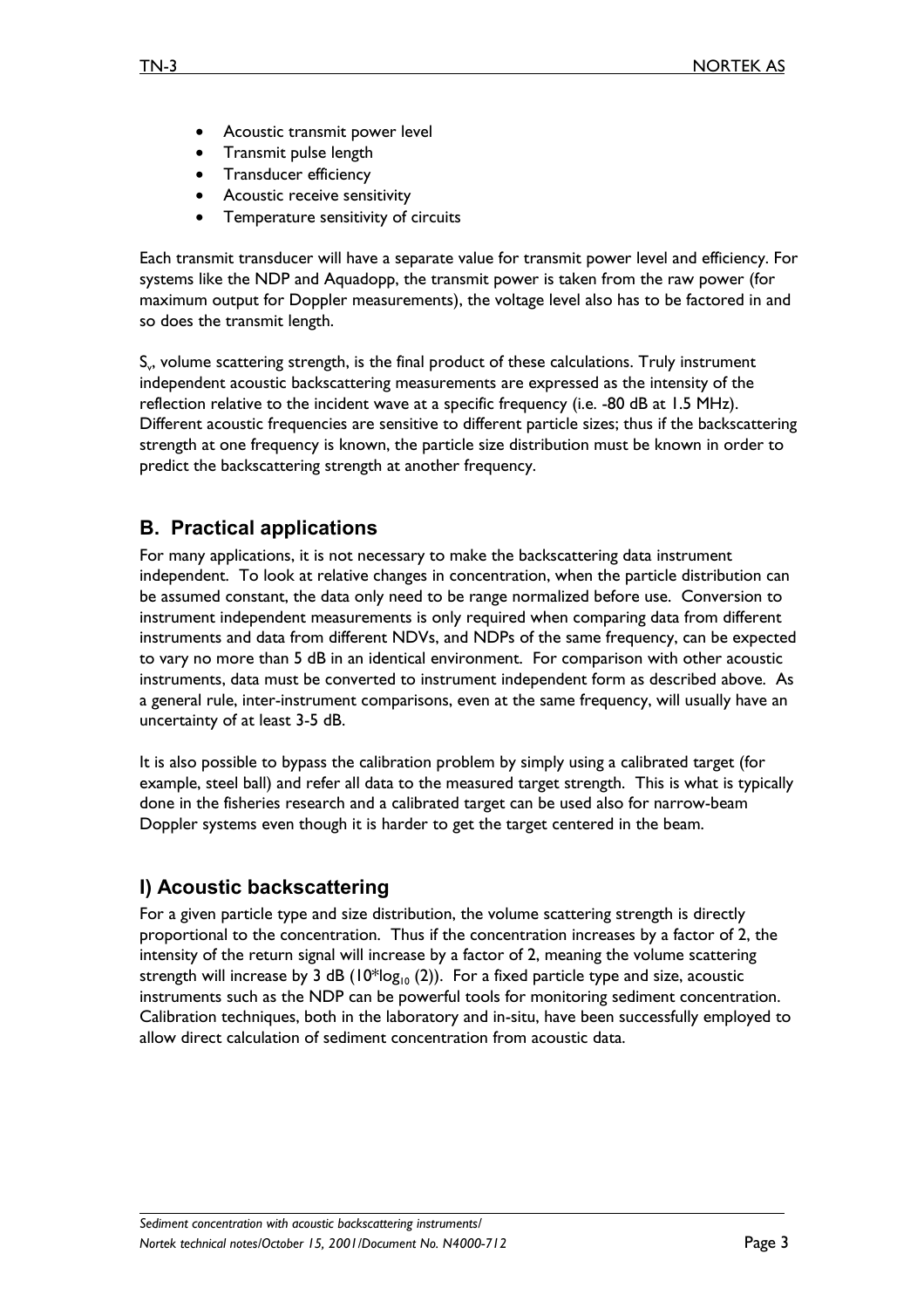- Acoustic transmit power level
- Transmit pulse length
- Transducer efficiency
- Acoustic receive sensitivity
- Temperature sensitivity of circuits

Each transmit transducer will have a separate value for transmit power level and efficiency. For systems like the NDP and Aquadopp, the transmit power is taken from the raw power (for maximum output for Doppler measurements), the voltage level also has to be factored in and so does the transmit length.

$S_v$, volume scattering strength, is the final product of these calculations. Truly instrument independent acoustic backscattering measurements are expressed as the intensity of the reflection relative to the incident wave at a specific frequency (i.e. -80 dB at 1.5 MHz). Different acoustic frequencies are sensitive to different particle sizes; thus if the backscattering strength at one frequency is known, the particle size distribution must be known in order to predict the backscattering strength at another frequency.

## B. Practical applications

For many applications, it is not necessary to make the backscattering data instrument independent. To look at relative changes in concentration, when the particle distribution can be assumed constant, the data only need to be range normalized before use. Conversion to instrument independent measurements is only required when comparing data from different instruments and data from different NDVs, and NDPs of the same frequency, can be expected to vary no more than 5 dB in an identical environment. For comparison with other acoustic instruments, data must be converted to instrument independent form as described above. As a general rule, inter-instrument comparisons, even at the same frequency, will usually have an uncertainty of at least 3-5 dB.

It is also possible to bypass the calibration problem by simply using a calibrated target (for example, steel ball) and refer all data to the measured target strength. This is what is typically done in the fisheries research and a calibrated target can be used also for narrow-beam Doppler systems even though it is harder to get the target centered in the beam.

## I) Acoustic backscattering

For a given particle type and size distribution, the volume scattering strength is directly proportional to the concentration. Thus if the concentration increases by a factor of 2, the intensity of the return signal will increase by a factor of 2, meaning the volume scattering strength will increase by 3 dB ($10*\log_{10}(2)$). For a fixed particle type and size, acoustic instruments such as the NDP can be powerful tools for monitoring sediment concentration. Calibration techniques, both in the laboratory and in-situ, have been successfully employed to allow direct calculation of sediment concentration from acoustic data.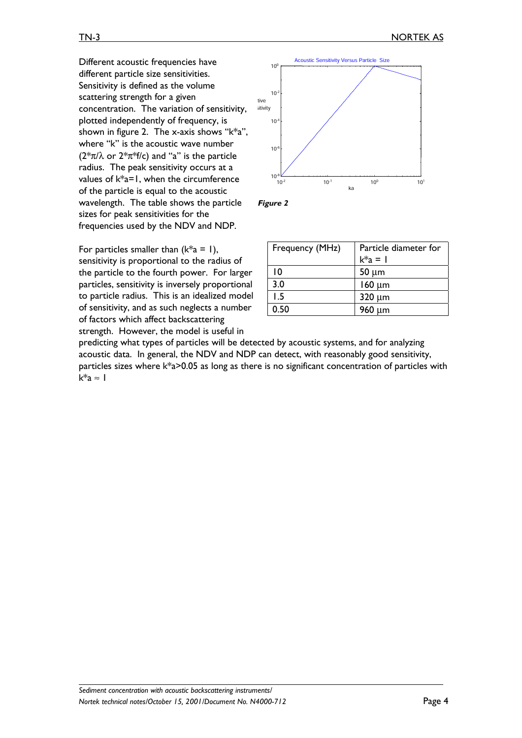Different acoustic frequencies have different particle size sensitivities. Sensitivity is defined as the volume scattering strength for a given concentration. The variation of sensitivity, plotted independently of frequency, is shown in figure 2. The x-axis shows "k*a", where "k" is the acoustic wave number ($2*\pi/\lambda$ or $2*\pi*f/c$) and "a" is the particle radius. The peak sensitivity occurs at a values of k*a=1, when the circumference of the particle is equal to the acoustic wavelength. The table shows the particle sizes for peak sensitivities for the frequencies used by the NDV and NDP.

Acoustic Sensitivity Versus Particle Size

$10^0$

$10^{-2}$

$10^{-4}$

$10^{-6}$

$10^{-8}$

tive

sitivity

$10^{-2}$

$10^{-1}$

$10^0$

$10^1$

ka

***Figure 2***

For particles smaller than (k*a = 1), sensitivity is proportional to the radius of the particle to the fourth power. For larger particles, sensitivity is inversely proportional to particle radius. This is an idealized model of sensitivity, and as such neglects a number of factors which affect backscattering strength. However, the model is useful in predicting what types of particles will be detected by acoustic systems, and for analyzing acoustic data. In general, the NDV and NDP can detect, with reasonably good sensitivity, particles sizes where k*a>0.05 as long as there is no significant concentration of particles with k*a ≈ 1

| Frequency (MHz) | Particle diameter for k*a = 1 |
|---|---|
| 10 | 50 μm |
| 3.0 | 160 μm |
| 1.5 | 320 μm |
| 0.50 | 960 μm |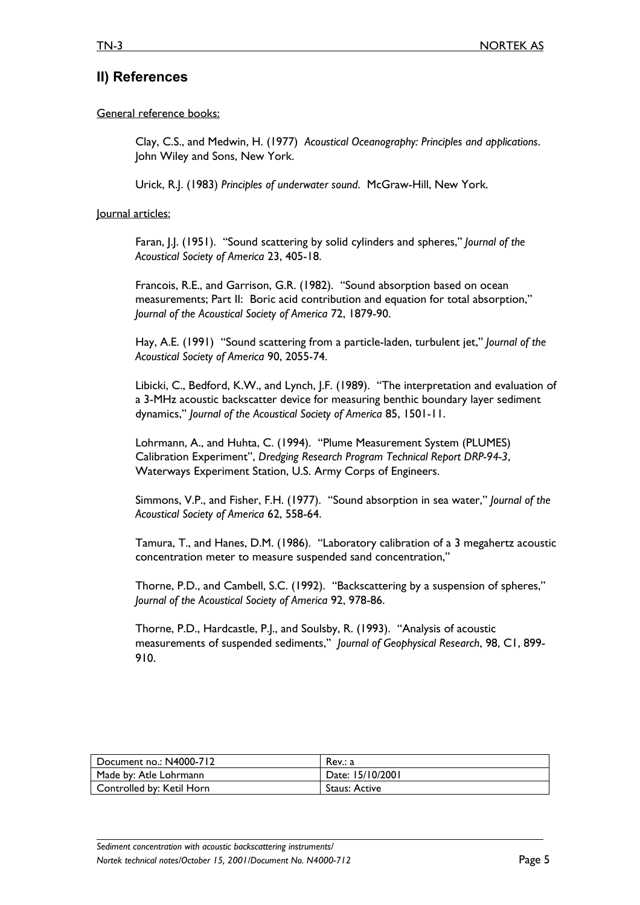## II) References

General reference books:

Clay, C.S., and Medwin, H. (1977) *Acoustical Oceanography: Principles and applications*. John Wiley and Sons, New York.

Urick, R.J. (1983) *Principles of underwater sound*. McGraw-Hill, New York.

Journal articles:

Faran, J.J. (1951). "Sound scattering by solid cylinders and spheres," *Journal of the Acoustical Society of America* 23, 405-18.

Francois, R.E., and Garrison, G.R. (1982). "Sound absorption based on ocean measurements; Part II: Boric acid contribution and equation for total absorption," *Journal of the Acoustical Society of America* 72, 1879-90.

Hay, A.E. (1991) "Sound scattering from a particle-laden, turbulent jet," *Journal of the Acoustical Society of America* 90, 2055-74.

Libicki, C., Bedford, K.W., and Lynch, J.F. (1989). "The interpretation and evaluation of a 3-MHz acoustic backscatter device for measuring benthic boundary layer sediment dynamics," *Journal of the Acoustical Society of America* 85, 1501-11.

Lohrmann, A., and Huhta, C. (1994). "Plume Measurement System (PLUMES) Calibration Experiment", *Dredging Research Program Technical Report DRP-94-3*, Waterways Experiment Station, U.S. Army Corps of Engineers.

Simmons, V.P., and Fisher, F.H. (1977). "Sound absorption in sea water," *Journal of the Acoustical Society of America* 62, 558-64.

Tamura, T., and Hanes, D.M. (1986). "Laboratory calibration of a 3 megahertz acoustic concentration meter to measure suspended sand concentration,"

Thorne, P.D., and Cambell, S.C. (1992). "Backscattering by a suspension of spheres," *Journal of the Acoustical Society of America* 92, 978-86.

Thorne, P.D., Hardcastle, P.J., and Soulsby, R. (1993). "Analysis of acoustic measurements of suspended sediments," *Journal of Geophysical Research*, 98, C1, 899-910.

| | |
|---|---|
| Document no.: N4000-712 | Rev.: a |
| Made by: Atle Lohrmann | Date: 15/10/2001 |
| Controlled by: Ketil Horn | Staus: Active |